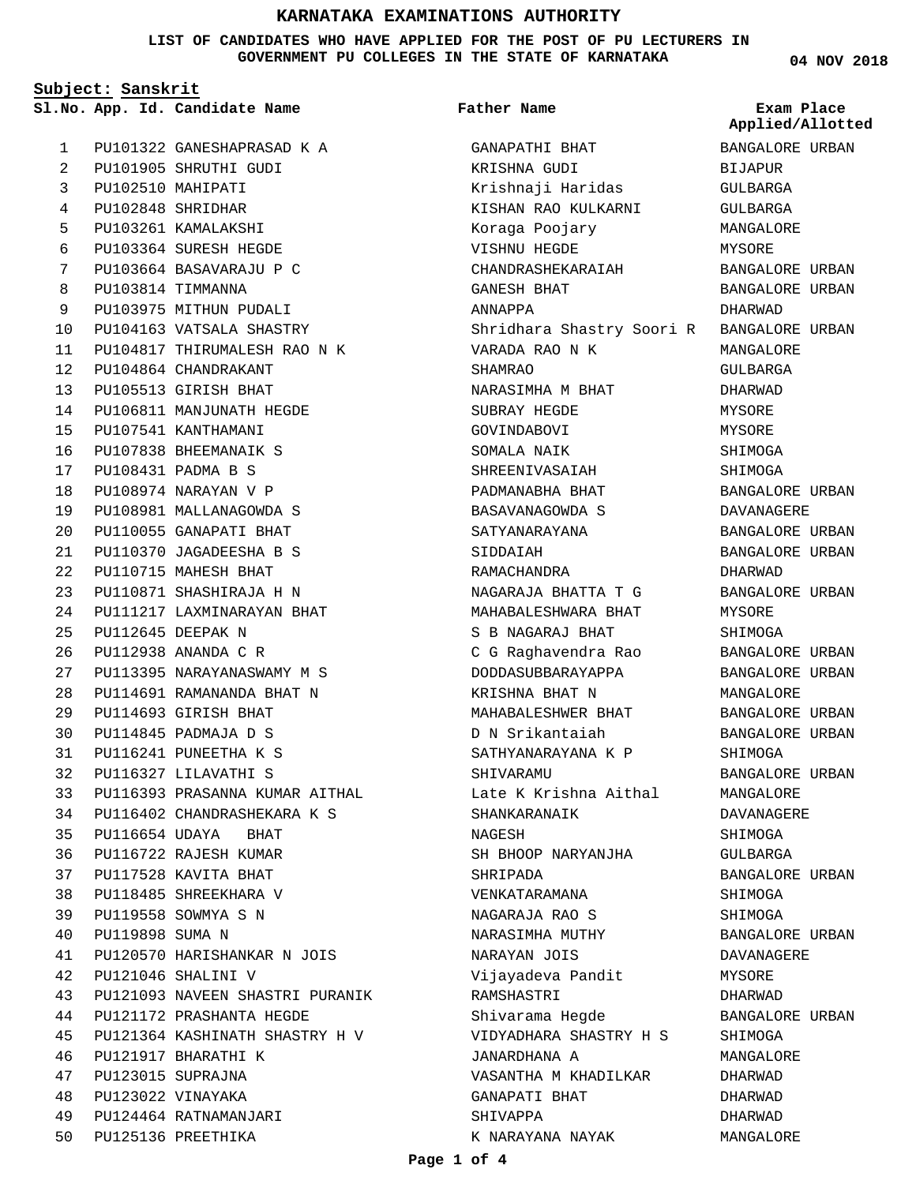# KARNATAKA EXAMINATIONS AUTHORITY

**LIST OF CANDIDATES WHO HAVE APPLIED FOR THE POST OF PU LECTURERS IN GOVERNMENT PU COLLEGES IN THE STATE OF KARNATAKA**

**04 NOV 2018**

**Subject: Sanskrit**

| Sl.No. | App. Id. | Candidate Name | Father Name | Exam Place Applied/Allotted |
|---|---|---|---|---|
| 1 | PU101322 | GANESHAPRASAD K A | GANAPATHI BHAT | BANGALORE URBAN |
| 2 | PU101905 | SHRUTHI GUDI | KRISHNA GUDI | BIJAPUR |
| 3 | PU102510 | MAHIPATI | Krishnaji Haridas | GULBARGA |
| 4 | PU102848 | SHRIDHAR | KISHAN RAO KULKARNI | GULBARGA |
| 5 | PU103261 | KAMALAKSHI | Koraga Poojary | MANGALORE |
| 6 | PU103364 | SURESH HEGDE | VISHNU HEGDE | MYSORE |
| 7 | PU103664 | BASAVARAJU P C | CHANDRASHEKARAIAH | BANGALORE URBAN |
| 8 | PU103814 | TIMMANNA | GANESH BHAT | BANGALORE URBAN |
| 9 | PU103975 | MITHUN PUDALI | ANNAPPA | DHARWAD |
| 10 | PU104163 | VATSALA SHASTRY | Shridhara Shastry Soori R | BANGALORE URBAN |
| 11 | PU104817 | THIRUMALESH RAO N K | VARADA RAO N K | MANGALORE |
| 12 | PU104864 | CHANDRAKANT | SHAMRAO | GULBARGA |
| 13 | PU105513 | GIRISH BHAT | NARASIMHA M BHAT | DHARWAD |
| 14 | PU106811 | MANJUNATH HEGDE | SUBRAY HEGDE | MYSORE |
| 15 | PU107541 | KANTHAMANI | GOVINDABOVI | MYSORE |
| 16 | PU107838 | BHEEMANAIK S | SOMALA NAIK | SHIMOGA |
| 17 | PU108431 | PADMA B S | SHREENIVASAIAH | SHIMOGA |
| 18 | PU108974 | NARAYAN V P | PADMANABHA BHAT | BANGALORE URBAN |
| 19 | PU108981 | MALLANAGOWDA S | BASAVANAGOWDA S | DAVANAGERE |
| 20 | PU110055 | GANAPATI BHAT | SATYANARAYANA | BANGALORE URBAN |
| 21 | PU110370 | JAGADEESHA B S | SIDDAIAH | BANGALORE URBAN |
| 22 | PU110715 | MAHESH BHAT | RAMACHANDRA | DHARWAD |
| 23 | PU110871 | SHASHIRAJA H N | NAGARAJA BHATTA T G | BANGALORE URBAN |
| 24 | PU111217 | LAXMINARAYAN BHAT | MAHABALESHWARA BHAT | MYSORE |
| 25 | PU112645 | DEEPAK N | S B NAGARAJ BHAT | SHIMOGA |
| 26 | PU112938 | ANANDA C R | C G Raghavendra Rao | BANGALORE URBAN |
| 27 | PU113395 | NARAYANASWAMY M S | DODDASUBBARAYAPPA | BANGALORE URBAN |
| 28 | PU114691 | RAMANANDA BHAT N | KRISHNA BHAT N | MANGALORE |
| 29 | PU114693 | GIRISH BHAT | MAHABALESHWER BHAT | BANGALORE URBAN |
| 30 | PU114845 | PADMAJA D S | D N Srikantaiah | BANGALORE URBAN |
| 31 | PU116241 | PUNEETHA K S | SATHYANARAYANA K P | SHIMOGA |
| 32 | PU116327 | LILAVATHI S | SHIVARAMU | BANGALORE URBAN |
| 33 | PU116393 | PRASANNA KUMAR AITHAL | Late K Krishna Aithal | MANGALORE |
| 34 | PU116402 | CHANDRASHEKARA K S | SHANKARANAIK | DAVANAGERE |
| 35 | PU116654 | UDAYA BHAT | NAGESH | SHIMOGA |
| 36 | PU116722 | RAJESH KUMAR | SH BHOOP NARYANJHA | GULBARGA |
| 37 | PU117528 | KAVITA BHAT | SHRIPADA | BANGALORE URBAN |
| 38 | PU118485 | SHREEKHARA V | VENKATARAMANA | SHIMOGA |
| 39 | PU119558 | SOWMYA S N | NAGARAJA RAO S | SHIMOGA |
| 40 | PU119898 | SUMA N | NARASIMHA MUTHY | BANGALORE URBAN |
| 41 | PU120570 | HARISHANKAR N JOIS | NARAYAN JOIS | DAVANAGERE |
| 42 | PU121046 | SHALINI V | Vijayadeva Pandit | MYSORE |
| 43 | PU121093 | NAVEEN SHASTRI PURANIK | RAMSHASTRI | DHARWAD |
| 44 | PU121172 | PRASHANTA HEGDE | Shivarama Hegde | BANGALORE URBAN |
| 45 | PU121364 | KASHINATH SHASTRY H V | VIDYADHARA SHASTRY H S | SHIMOGA |
| 46 | PU121917 | BHARATHI K | JANARDHANA A | MANGALORE |
| 47 | PU123015 | SUPRAJNA | VASANTHA M KHADILKAR | DHARWAD |
| 48 | PU123022 | VINAYAKA | GANAPATI BHAT | DHARWAD |
| 49 | PU124464 | RATNAMANJARI | SHIVAPPA | DHARWAD |
| 50 | PU125136 | PREETHIKA | K NARAYANA NAYAK | MANGALORE |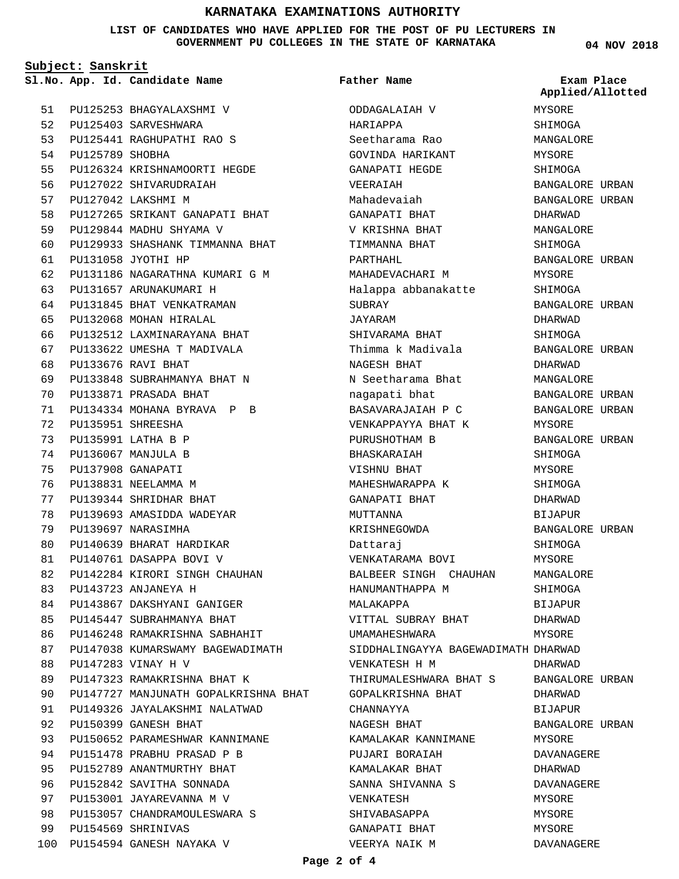# KARNATAKA EXAMINATIONS AUTHORITY

**LIST OF CANDIDATES WHO HAVE APPLIED FOR THE POST OF PU LECTURERS IN GOVERNMENT PU COLLEGES IN THE STATE OF KARNATAKA**

**04 NOV 2018**

**Subject: Sanskrit**

| Sl.No. | App. Id. | Candidate Name | Father Name | Exam Place Applied/Allotted |
|---|---|---|---|---|
| 51 | PU125253 | BHAGYALAXSHMI V | ODDAGALAIAH V | MYSORE |
| 52 | PU125403 | SARVESHWARA | HARIAPPA | SHIMOGA |
| 53 | PU125441 | RAGHUPATHI RAO S | Seetharama Rao | MANGALORE |
| 54 | PU125789 | SHOBHA | GOVINDA HARIKANT | MYSORE |
| 55 | PU126324 | KRISHNAMOORTI HEGDE | GANAPATI HEGDE | SHIMOGA |
| 56 | PU127022 | SHIVARUDRAIAH | VEERAIAH | BANGALORE URBAN |
| 57 | PU127042 | LAKSHMI M | Mahadevaiah | BANGALORE URBAN |
| 58 | PU127265 | SRIKANT GANAPATI BHAT | GANAPATI BHAT | DHARWAD |
| 59 | PU129844 | MADHU SHYAMA V | V KRISHNA BHAT | MANGALORE |
| 60 | PU129933 | SHASHANK TIMMANNA BHAT | TIMMANNA BHAT | SHIMOGA |
| 61 | PU131058 | JYOTHI HP | PARTHAHL | BANGALORE URBAN |
| 62 | PU131186 | NAGARATHNA KUMARI G M | MAHADEVACHARI M | MYSORE |
| 63 | PU131657 | ARUNAKUMARI H | Halappa abbanakatte | SHIMOGA |
| 64 | PU131845 | BHAT VENKATRAMAN | SUBRAY | BANGALORE URBAN |
| 65 | PU132068 | MOHAN HIRALAL | JAYARAM | DHARWAD |
| 66 | PU132512 | LAXMINARAYANA BHAT | SHIVARAMA BHAT | SHIMOGA |
| 67 | PU133622 | UMESHA T MADIVALA | Thimma k Madivala | BANGALORE URBAN |
| 68 | PU133676 | RAVI BHAT | NAGESH BHAT | DHARWAD |
| 69 | PU133848 | SUBRAHMANYA BHAT N | N Seetharama Bhat | MANGALORE |
| 70 | PU133871 | PRASADA BHAT | nagapati bhat | BANGALORE URBAN |
| 71 | PU134334 | MOHANA BYRAVA P B | BASAVARAJAIAH P C | BANGALORE URBAN |
| 72 | PU135951 | SHREESHA | VENKAPPAYYA BHAT K | MYSORE |
| 73 | PU135991 | LATHA B P | PURUSHOTHAM B | BANGALORE URBAN |
| 74 | PU136067 | MANJULA B | BHASKARAIAH | SHIMOGA |
| 75 | PU137908 | GANAPATI | VISHNU BHAT | MYSORE |
| 76 | PU138831 | NEELAMMA M | MAHESHWARAPPA K | SHIMOGA |
| 77 | PU139344 | SHRIDHAR BHAT | GANAPATI BHAT | DHARWAD |
| 78 | PU139693 | AMASIDDA WADEYAR | MUTTANNA | BIJAPUR |
| 79 | PU139697 | NARASIMHA | KRISHNEGOWDA | BANGALORE URBAN |
| 80 | PU140639 | BHARAT HARDIKAR | Dattaraj | SHIMOGA |
| 81 | PU140761 | DASAPPA BOVI V | VENKATARAMA BOVI | MYSORE |
| 82 | PU142284 | KIRORI SINGH CHAUHAN | BALBEER SINGH CHAUHAN | MANGALORE |
| 83 | PU143723 | ANJANEYA H | HANUMANTHAPPA M | SHIMOGA |
| 84 | PU143867 | DAKSHYANI GANIGER | MALAKAPPA | BIJAPUR |
| 85 | PU145447 | SUBRAHMANYA BHAT | VITTAL SUBRAY BHAT | DHARWAD |
| 86 | PU146248 | RAMAKRISHNA SABHAHIT | UMAMAHESHWARA | MYSORE |
| 87 | PU147038 | KUMARSWAMY BAGEWADIMATH | SIDDHALINGAYYA BAGEWADIMATH | DHARWAD |
| 88 | PU147283 | VINAY H V | VENKATESH H M | DHARWAD |
| 89 | PU147323 | RAMAKRISHNA BHAT K | THIRUMALESHWARA BHAT S | BANGALORE URBAN |
| 90 | PU147727 | MANJUNATH GOPALKRISHNA BHAT | GOPALKRISHNA BHAT | DHARWAD |
| 91 | PU149326 | JAYALAKSHMI NALATWAD | CHANNAYYA | BIJAPUR |
| 92 | PU150399 | GANESH BHAT | NAGESH BHAT | BANGALORE URBAN |
| 93 | PU150652 | PARAMESHWAR KANNIMANE | KAMALAKAR KANNIMANE | MYSORE |
| 94 | PU151478 | PRABHU PRASAD P B | PUJARI BORAIAH | DAVANAGERE |
| 95 | PU152789 | ANANTMURTHY BHAT | KAMALAKAR BHAT | DHARWAD |
| 96 | PU152842 | SAVITHA SONNADA | SANNA SHIVANNA S | DAVANAGERE |
| 97 | PU153001 | JAYAREVANNA M V | VENKATESH | MYSORE |
| 98 | PU153057 | CHANDRAMOULESWARA S | SHIVABASAPPA | MYSORE |
| 99 | PU154569 | SHRINIVAS | GANAPATI BHAT | MYSORE |
| 100 | PU154594 | GANESH NAYAKA V | VEERYA NAIK M | DAVANAGERE |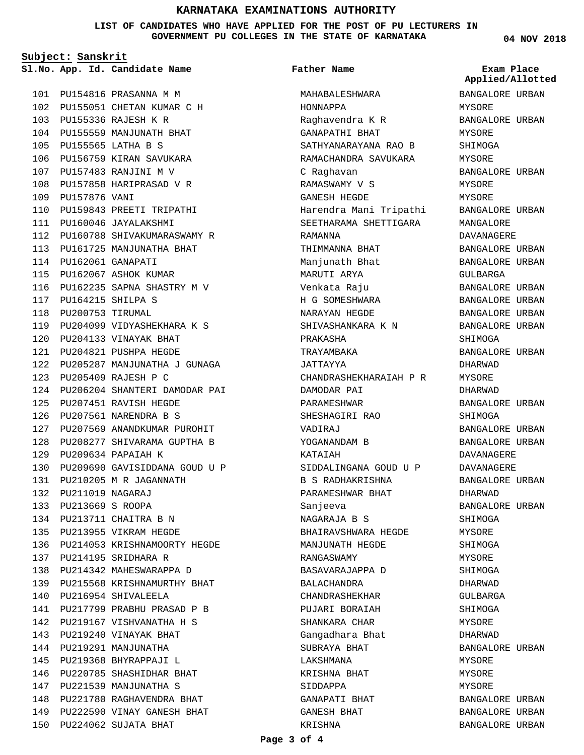# KARNATAKA EXAMINATIONS AUTHORITY

**LIST OF CANDIDATES WHO HAVE APPLIED FOR THE POST OF PU LECTURERS IN GOVERNMENT PU COLLEGES IN THE STATE OF KARNATAKA**

**04 NOV 2018**

**Subject: Sanskrit**

| Sl.No. | App. Id. | Candidate Name | Father Name | Exam Place Applied/Allotted |
|---|---|---|---|---|
| 101 | PU154816 | PRASANNA M M | MAHABALESHWARA | BANGALORE URBAN |
| 102 | PU155051 | CHETAN KUMAR C H | HONNAPPA | MYSORE |
| 103 | PU155336 | RAJESH K R | Raghavendra K R | BANGALORE URBAN |
| 104 | PU155559 | MANJUNATH BHAT | GANAPATHI BHAT | MYSORE |
| 105 | PU155565 | LATHA B S | SATHYANARAYANA RAO B | SHIMOGA |
| 106 | PU156759 | KIRAN SAVUKARA | RAMACHANDRA SAVUKARA | MYSORE |
| 107 | PU157483 | RANJINI M V | C Raghavan | BANGALORE URBAN |
| 108 | PU157858 | HARIPRASAD V R | RAMASWAMY V S | MYSORE |
| 109 | PU157876 | VANI | GANESH HEGDE | MYSORE |
| 110 | PU159843 | PREETI TRIPATHI | Harendra Mani Tripathi | BANGALORE URBAN |
| 111 | PU160046 | JAYALAKSHMI | SEETHARAMA SHETTIGARA | MANGALORE |
| 112 | PU160788 | SHIVAKUMARASWAMY R | RAMANNA | DAVANAGERE |
| 113 | PU161725 | MANJUNATHA BHAT | THIMMANNA BHAT | BANGALORE URBAN |
| 114 | PU162061 | GANAPATI | Manjunath Bhat | BANGALORE URBAN |
| 115 | PU162067 | ASHOK KUMAR | MARUTI ARYA | GULBARGA |
| 116 | PU162235 | SAPNA SHASTRY M V | Venkata Raju | BANGALORE URBAN |
| 117 | PU164215 | SHILPA S | H G SOMESHWARA | BANGALORE URBAN |
| 118 | PU200753 | TIRUMAL | NARAYAN HEGDE | BANGALORE URBAN |
| 119 | PU204099 | VIDYASHEKHARA K S | SHIVASHANKARA K N | BANGALORE URBAN |
| 120 | PU204133 | VINAYAK BHAT | PRAKASHA | SHIMOGA |
| 121 | PU204821 | PUSHPA HEGDE | TRAYAMBAKA | BANGALORE URBAN |
| 122 | PU205287 | MANJUNATHA J GUNAGA | JATTAYYA | DHARWAD |
| 123 | PU205409 | RAJESH P C | CHANDRASHEKHARAIAH P R | MYSORE |
| 124 | PU206204 | SHANTERI DAMODAR PAI | DAMODAR PAI | DHARWAD |
| 125 | PU207451 | RAVISH HEGDE | PARAMESHWAR | BANGALORE URBAN |
| 126 | PU207561 | NARENDRA B S | SHESHAGIRI RAO | SHIMOGA |
| 127 | PU207569 | ANANDKUMAR PUROHIT | VADIRAJ | BANGALORE URBAN |
| 128 | PU208277 | SHIVARAMA GUPTHA B | YOGANANDAM B | BANGALORE URBAN |
| 129 | PU209634 | PAPAIAH K | KATAIAH | DAVANAGERE |
| 130 | PU209690 | GAVISIDDANA GOUD U P | SIDDALINGANA GOUD U P | DAVANAGERE |
| 131 | PU210205 | M R JAGANNATH | B S RADHAKRISHNA | BANGALORE URBAN |
| 132 | PU211019 | NAGARAJ | PARAMESHWAR BHAT | DHARWAD |
| 133 | PU213669 | S ROOPA | Sanjeeva | BANGALORE URBAN |
| 134 | PU213711 | CHAITRA B N | NAGARAJA B S | SHIMOGA |
| 135 | PU213955 | VIKRAM HEGDE | BHAIRAVSHWARA HEGDE | MYSORE |
| 136 | PU214053 | KRISHNAMOORTY HEGDE | MANJUNATH HEGDE | SHIMOGA |
| 137 | PU214195 | SRIDHARA R | RANGASWAMY | MYSORE |
| 138 | PU214342 | MAHESWARAPPA D | BASAVARAJAPPA D | SHIMOGA |
| 139 | PU215568 | KRISHNAMURTHY BHAT | BALACHANDRA | DHARWAD |
| 140 | PU216954 | SHIVALEELA | CHANDRASHEKHAR | GULBARGA |
| 141 | PU217799 | PRABHU PRASAD P B | PUJARI BORAIAH | SHIMOGA |
| 142 | PU219167 | VISHVANATHA H S | SHANKARA CHAR | MYSORE |
| 143 | PU219240 | VINAYAK BHAT | Gangadhara Bhat | DHARWAD |
| 144 | PU219291 | MANJUNATHA | SUBRAYA BHAT | BANGALORE URBAN |
| 145 | PU219368 | BHYRAPPAJI L | LAKSHMANA | MYSORE |
| 146 | PU220785 | SHASHIDHAR BHAT | KRISHNA BHAT | MYSORE |
| 147 | PU221539 | MANJUNATHA S | SIDDAPPA | MYSORE |
| 148 | PU221780 | RAGHAVENDRA BHAT | GANAPATI BHAT | BANGALORE URBAN |
| 149 | PU222590 | VINAY GANESH BHAT | GANESH BHAT | BANGALORE URBAN |
| 150 | PU224062 | SUJATA BHAT | KRISHNA | BANGALORE URBAN |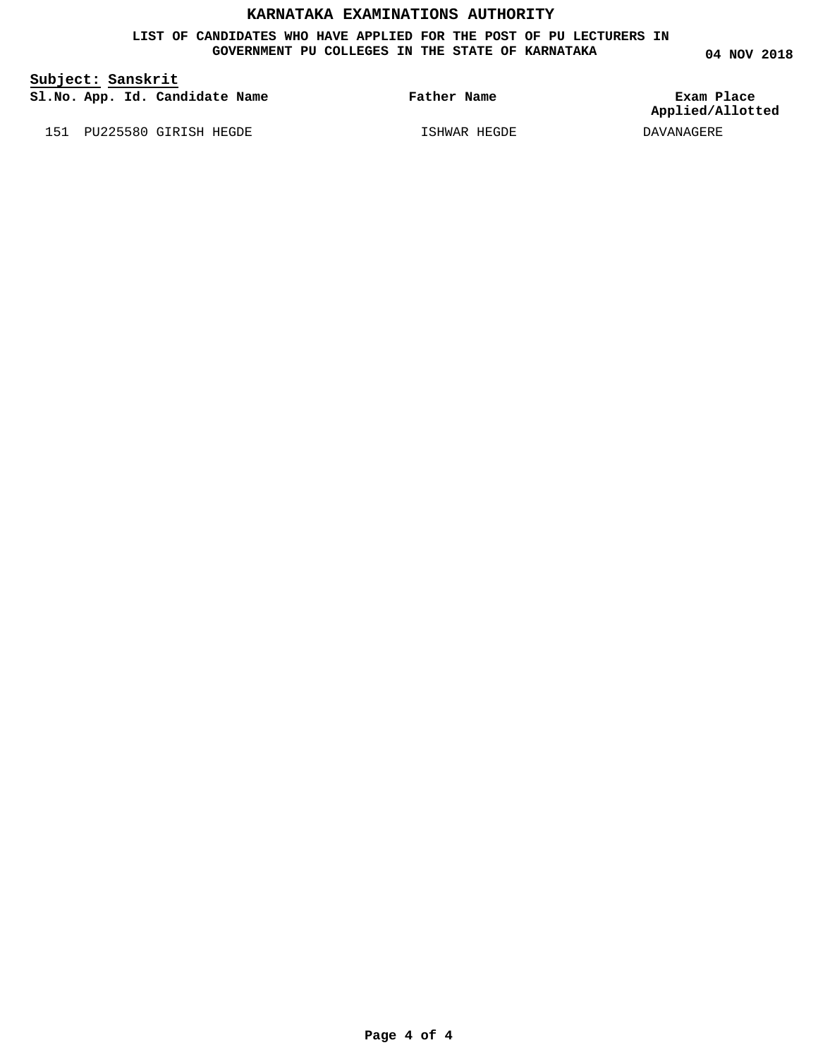**KARNATAKA EXAMINATIONS AUTHORITY**

**LIST OF CANDIDATES WHO HAVE APPLIED FOR THE POST OF PU LECTURERS IN GOVERNMENT PU COLLEGES IN THE STATE OF KARNATAKA**

**04 NOV 2018**

**Subject: Sanskrit**

| Sl.No. | App. Id. | Candidate Name | Father Name | Exam Place Applied/Allotted |
|---|---|---|---|---|
| 151 | PU225580 | GIRISH HEGDE | ISHWAR HEGDE | DAVANAGERE |